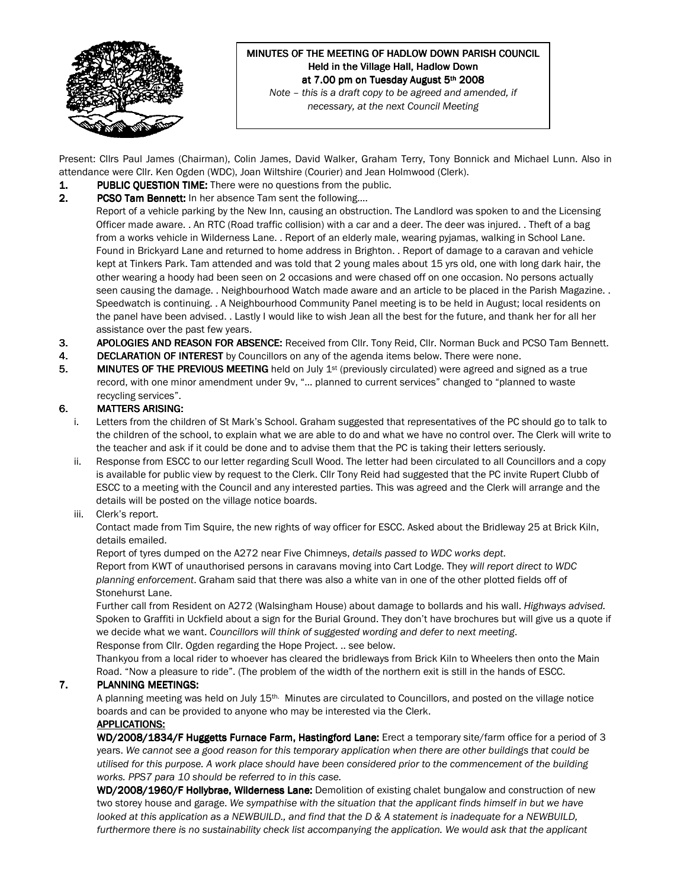# MINUTES OF THE MEETING OF HADLOW DOWN PARISH COUNCIL
## Held in the Village Hall, Hadlow Down
## at 7.00 pm on Tuesday August 5th 2008

*Note – this is a draft copy to be agreed and amended, if necessary, at the next Council Meeting*

Present: Cllrs Paul James (Chairman), Colin James, David Walker, Graham Terry, Tony Bonnick and Michael Lunn. Also in attendance were Cllr. Ken Ogden (WDC), Joan Wiltshire (Courier) and Jean Holmwood (Clerk).

1. **PUBLIC QUESTION TIME:** There were no questions from the public.
2. **PCSO Tam Bennett:** In her absence Tam sent the following….
   Report of a vehicle parking by the New Inn, causing an obstruction. The Landlord was spoken to and the Licensing Officer made aware. . An RTC (Road traffic collision) with a car and a deer. The deer was injured. . Theft of a bag from a works vehicle in Wilderness Lane. . Report of an elderly male, wearing pyjamas, walking in School Lane. Found in Brickyard Lane and returned to home address in Brighton. . Report of damage to a caravan and vehicle kept at Tinkers Park. Tam attended and was told that 2 young males about 15 yrs old, one with long dark hair, the other wearing a hoody had been seen on 2 occasions and were chased off on one occasion. No persons actually seen causing the damage. . Neighbourhood Watch made aware and an article to be placed in the Parish Magazine. . Speedwatch is continuing. . A Neighbourhood Community Panel meeting is to be held in August; local residents on the panel have been advised. . Lastly I would like to wish Jean all the best for the future, and thank her for all her assistance over the past few years.
3. **APOLOGIES AND REASON FOR ABSENCE:** Received from Cllr. Tony Reid, Cllr. Norman Buck and PCSO Tam Bennett.
4. **DECLARATION OF INTEREST** by Councillors on any of the agenda items below. There were none.
5. **MINUTES OF THE PREVIOUS MEETING** held on July 1st (previously circulated) were agreed and signed as a true record, with one minor amendment under 9v, "… planned to current services" changed to "planned to waste recycling services".

## 6. MATTERS ARISING:

i. Letters from the children of St Mark's School. Graham suggested that representatives of the PC should go to talk to the children of the school, to explain what we are able to do and what we have no control over. The Clerk will write to the teacher and ask if it could be done and to advise them that the PC is taking their letters seriously.

ii. Response from ESCC to our letter regarding Scull Wood. The letter had been circulated to all Councillors and a copy is available for public view by request to the Clerk. Cllr Tony Reid had suggested that the PC invite Rupert Clubb of ESCC to a meeting with the Council and any interested parties. This was agreed and the Clerk will arrange and the details will be posted on the village notice boards.

iii. Clerk's report.

Contact made from Tim Squire, the new rights of way officer for ESCC. Asked about the Bridleway 25 at Brick Kiln, details emailed.

Report of tyres dumped on the A272 near Five Chimneys, *details passed to WDC works dept*.

Report from KWT of unauthorised persons in caravans moving into Cart Lodge. They *will report direct to WDC planning enforcement*. Graham said that there was also a white van in one of the other plotted fields off of Stonehurst Lane.

Further call from Resident on A272 (Walsingham House) about damage to bollards and his wall. *Highways advised*.

Spoken to Graffiti in Uckfield about a sign for the Burial Ground. They don't have brochures but will give us a quote if we decide what we want. *Councillors will think of suggested wording and defer to next meeting*.

Response from Cllr. Ogden regarding the Hope Project. .. see below.

Thankyou from a local rider to whoever has cleared the bridleways from Brick Kiln to Wheelers then onto the Main Road. "Now a pleasure to ride". (The problem of the width of the northern exit is still in the hands of ESCC.

## 7. PLANNING MEETINGS:

A planning meeting was held on July 15th. Minutes are circulated to Councillors, and posted on the village notice boards and can be provided to anyone who may be interested via the Clerk.

**APPLICATIONS:**

**WD/2008/1834/F Huggetts Furnace Farm, Hastingford Lane:** Erect a temporary site/farm office for a period of 3 years. *We cannot see a good reason for this temporary application when there are other buildings that could be utilised for this purpose. A work place should have been considered prior to the commencement of the building works. PPS7 para 10 should be referred to in this case.*

**WD/2008/1960/F Hollybrae, Wilderness Lane:** Demolition of existing chalet bungalow and construction of new two storey house and garage. *We sympathise with the situation that the applicant finds himself in but we have looked at this application as a NEWBUILD., and find that the D & A statement is inadequate for a NEWBUILD, furthermore there is no sustainability check list accompanying the application. We would ask that the applicant*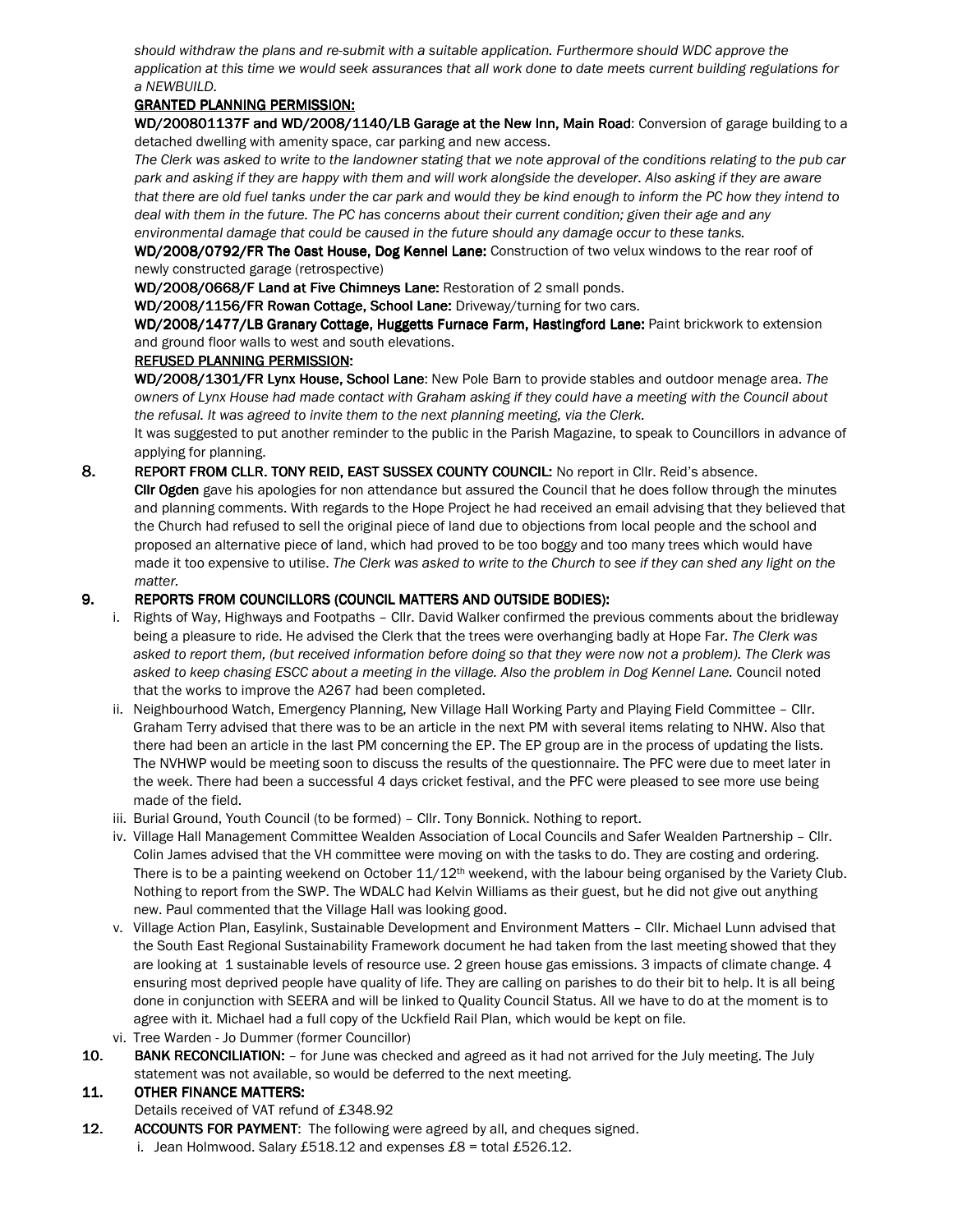*should withdraw the plans and re-submit with a suitable application. Furthermore should WDC approve the application at this time we would seek assurances that all work done to date meets current building regulations for a NEWBUILD.*

**GRANTED PLANNING PERMISSION:**

**WD/200801137F and WD/2008/1140/LB Garage at the New Inn, Main Road**: Conversion of garage building to a detached dwelling with amenity space, car parking and new access.

*The Clerk was asked to write to the landowner stating that we note approval of the conditions relating to the pub car park and asking if they are happy with them and will work alongside the developer. Also asking if they are aware that there are old fuel tanks under the car park and would they be kind enough to inform the PC how they intend to deal with them in the future. The PC has concerns about their current condition; given their age and any environmental damage that could be caused in the future should any damage occur to these tanks.*

**WD/2008/0792/FR The Oast House, Dog Kennel Lane:** Construction of two velux windows to the rear roof of newly constructed garage (retrospective)

**WD/2008/0668/F Land at Five Chimneys Lane:** Restoration of 2 small ponds.

**WD/2008/1156/FR Rowan Cottage, School Lane:** Driveway/turning for two cars.

**WD/2008/1477/LB Granary Cottage, Huggetts Furnace Farm, Hastingford Lane:** Paint brickwork to extension and ground floor walls to west and south elevations.

**REFUSED PLANNING PERMISSION:**

**WD/2008/1301/FR Lynx House, School Lane**: New Pole Barn to provide stables and outdoor menage area. *The owners of Lynx House had made contact with Graham asking if they could have a meeting with the Council about the refusal. It was agreed to invite them to the next planning meeting, via the Clerk.*

It was suggested to put another reminder to the public in the Parish Magazine, to speak to Councillors in advance of applying for planning.

**8. REPORT FROM CLLR. TONY REID, EAST SUSSEX COUNTY COUNCIL:** No report in Cllr. Reid's absence.

**Cllr Ogden** gave his apologies for non attendance but assured the Council that he does follow through the minutes and planning comments. With regards to the Hope Project he had received an email advising that they believed that the Church had refused to sell the original piece of land due to objections from local people and the school and proposed an alternative piece of land, which had proved to be too boggy and too many trees which would have made it too expensive to utilise. *The Clerk was asked to write to the Church to see if they can shed any light on the matter.*

**9. REPORTS FROM COUNCILLORS (COUNCIL MATTERS AND OUTSIDE BODIES):**

i. Rights of Way, Highways and Footpaths – Cllr. David Walker confirmed the previous comments about the bridleway being a pleasure to ride. He advised the Clerk that the trees were overhanging badly at Hope Far. *The Clerk was asked to report them, (but received information before doing so that they were now not a problem). The Clerk was asked to keep chasing ESCC about a meeting in the village. Also the problem in Dog Kennel Lane.* Council noted that the works to improve the A267 had been completed.

ii. Neighbourhood Watch, Emergency Planning, New Village Hall Working Party and Playing Field Committee – Cllr. Graham Terry advised that there was to be an article in the next PM with several items relating to NHW. Also that there had been an article in the last PM concerning the EP. The EP group are in the process of updating the lists. The NVHWP would be meeting soon to discuss the results of the questionnaire. The PFC were due to meet later in the week. There had been a successful 4 days cricket festival, and the PFC were pleased to see more use being made of the field.

iii. Burial Ground, Youth Council (to be formed) – Cllr. Tony Bonnick. Nothing to report.

iv. Village Hall Management Committee Wealden Association of Local Councils and Safer Wealden Partnership – Cllr. Colin James advised that the VH committee were moving on with the tasks to do. They are costing and ordering. There is to be a painting weekend on October 11/12th weekend, with the labour being organised by the Variety Club. Nothing to report from the SWP. The WDALC had Kelvin Williams as their guest, but he did not give out anything new. Paul commented that the Village Hall was looking good.

v. Village Action Plan, Easylink, Sustainable Development and Environment Matters – Cllr. Michael Lunn advised that the South East Regional Sustainability Framework document he had taken from the last meeting showed that they are looking at 1 sustainable levels of resource use. 2 green house gas emissions. 3 impacts of climate change. 4 ensuring most deprived people have quality of life. They are calling on parishes to do their bit to help. It is all being done in conjunction with SEERA and will be linked to Quality Council Status. All we have to do at the moment is to agree with it. Michael had a full copy of the Uckfield Rail Plan, which would be kept on file.

vi. Tree Warden - Jo Dummer (former Councillor)

**10. BANK RECONCILIATION:** – for June was checked and agreed as it had not arrived for the July meeting. The July statement was not available, so would be deferred to the next meeting.

**11. OTHER FINANCE MATTERS:**

Details received of VAT refund of £348.92

**12. ACCOUNTS FOR PAYMENT**: The following were agreed by all, and cheques signed.

i. Jean Holmwood. Salary £518.12 and expenses £8 = total £526.12.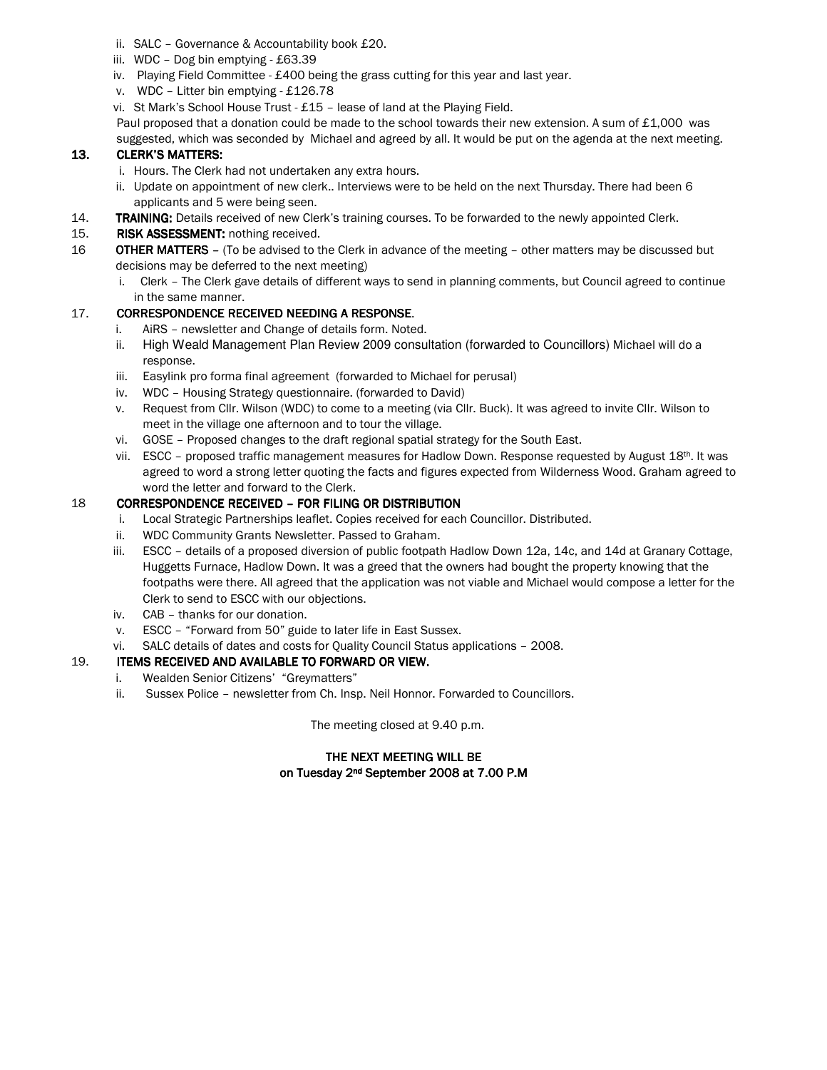ii. SALC – Governance & Accountability book £20.
iii. WDC – Dog bin emptying - £63.39
iv. Playing Field Committee - £400 being the grass cutting for this year and last year.
v. WDC – Litter bin emptying - £126.78
vi. St Mark's School House Trust - £15 – lease of land at the Playing Field.

Paul proposed that a donation could be made to the school towards their new extension. A sum of £1,000 was suggested, which was seconded by Michael and agreed by all. It would be put on the agenda at the next meeting.

**13. CLERK'S MATTERS:**

i. Hours. The Clerk had not undertaken any extra hours.
ii. Update on appointment of new clerk.. Interviews were to be held on the next Thursday. There had been 6 applicants and 5 were being seen.

14. **TRAINING:** Details received of new Clerk's training courses. To be forwarded to the newly appointed Clerk.

15. **RISK ASSESSMENT:** nothing received.

16 **OTHER MATTERS** – (To be advised to the Clerk in advance of the meeting – other matters may be discussed but decisions may be deferred to the next meeting)

i. Clerk – The Clerk gave details of different ways to send in planning comments, but Council agreed to continue in the same manner.

17. **CORRESPONDENCE RECEIVED NEEDING A RESPONSE**.

i. AiRS – newsletter and Change of details form. Noted.
ii. High Weald Management Plan Review 2009 consultation (forwarded to Councillors) Michael will do a response.
iii. Easylink pro forma final agreement (forwarded to Michael for perusal)
iv. WDC – Housing Strategy questionnaire. (forwarded to David)
v. Request from Cllr. Wilson (WDC) to come to a meeting (via Cllr. Buck). It was agreed to invite Cllr. Wilson to meet in the village one afternoon and to tour the village.
vi. GOSE – Proposed changes to the draft regional spatial strategy for the South East.
vii. ESCC – proposed traffic management measures for Hadlow Down. Response requested by August 18th. It was agreed to word a strong letter quoting the facts and figures expected from Wilderness Wood. Graham agreed to word the letter and forward to the Clerk.

18 **CORRESPONDENCE RECEIVED – FOR FILING OR DISTRIBUTION**

i. Local Strategic Partnerships leaflet. Copies received for each Councillor. Distributed.
ii. WDC Community Grants Newsletter. Passed to Graham.
iii. ESCC – details of a proposed diversion of public footpath Hadlow Down 12a, 14c, and 14d at Granary Cottage, Huggetts Furnace, Hadlow Down. It was a greed that the owners had bought the property knowing that the footpaths were there. All agreed that the application was not viable and Michael would compose a letter for the Clerk to send to ESCC with our objections.
iv. CAB – thanks for our donation.
v. ESCC – "Forward from 50" guide to later life in East Sussex.
vi. SALC details of dates and costs for Quality Council Status applications – 2008.

19. **ITEMS RECEIVED AND AVAILABLE TO FORWARD OR VIEW.**

i. Wealden Senior Citizens' "Greymatters"
ii. Sussex Police – newsletter from Ch. Insp. Neil Honnor. Forwarded to Councillors.

The meeting closed at 9.40 p.m.

**THE NEXT MEETING WILL BE**
**on Tuesday 2nd September 2008 at 7.00 P.M**